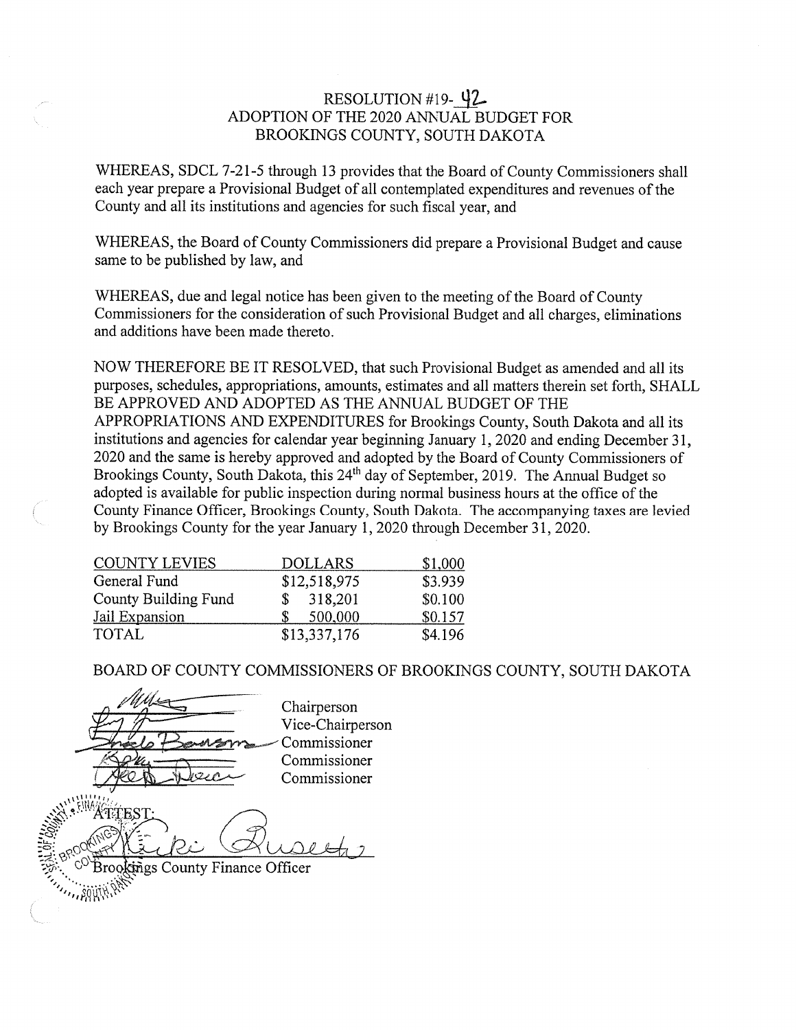# RESOLUTION #19-42
## ADOPTION OF THE 2020 ANNUAL BUDGET FOR BROOKINGS COUNTY, SOUTH DAKOTA

WHEREAS, SDCL 7-21-5 through 13 provides that the Board of County Commissioners shall each year prepare a Provisional Budget of all contemplated expenditures and revenues of the County and all its institutions and agencies for such fiscal year, and

WHEREAS, the Board of County Commissioners did prepare a Provisional Budget and cause same to be published by law, and

WHEREAS, due and legal notice has been given to the meeting of the Board of County Commissioners for the consideration of such Provisional Budget and all charges, eliminations and additions have been made thereto.

NOW THEREFORE BE IT RESOLVED, that such Provisional Budget as amended and all its purposes, schedules, appropriations, amounts, estimates and all matters therein set forth, SHALL BE APPROVED AND ADOPTED AS THE ANNUAL BUDGET OF THE APPROPRIATIONS AND EXPENDITURES for Brookings County, South Dakota and all its institutions and agencies for calendar year beginning January 1, 2020 and ending December 31, 2020 and the same is hereby approved and adopted by the Board of County Commissioners of Brookings County, South Dakota, this 24th day of September, 2019. The Annual Budget so adopted is available for public inspection during normal business hours at the office of the County Finance Officer, Brookings County, South Dakota. The accompanying taxes are levied by Brookings County for the year January 1, 2020 through December 31, 2020.

| COUNTY LEVIES | DOLLARS | $1,000 |
|---|---|---|
| General Fund | $12,518,975 | $3.939 |
| County Building Fund | $ 318,201 | $0.100 |
| Jail Expansion | $ 500,000 | $0.157 |
| TOTAL | $13,337,176 | $4.196 |

BOARD OF COUNTY COMMISSIONERS OF BROOKINGS COUNTY, SOUTH DAKOTA

Chairperson

Vice-Chairperson

Commissioner

Commissioner

Commissioner

ATTEST:

Brookings County Finance Officer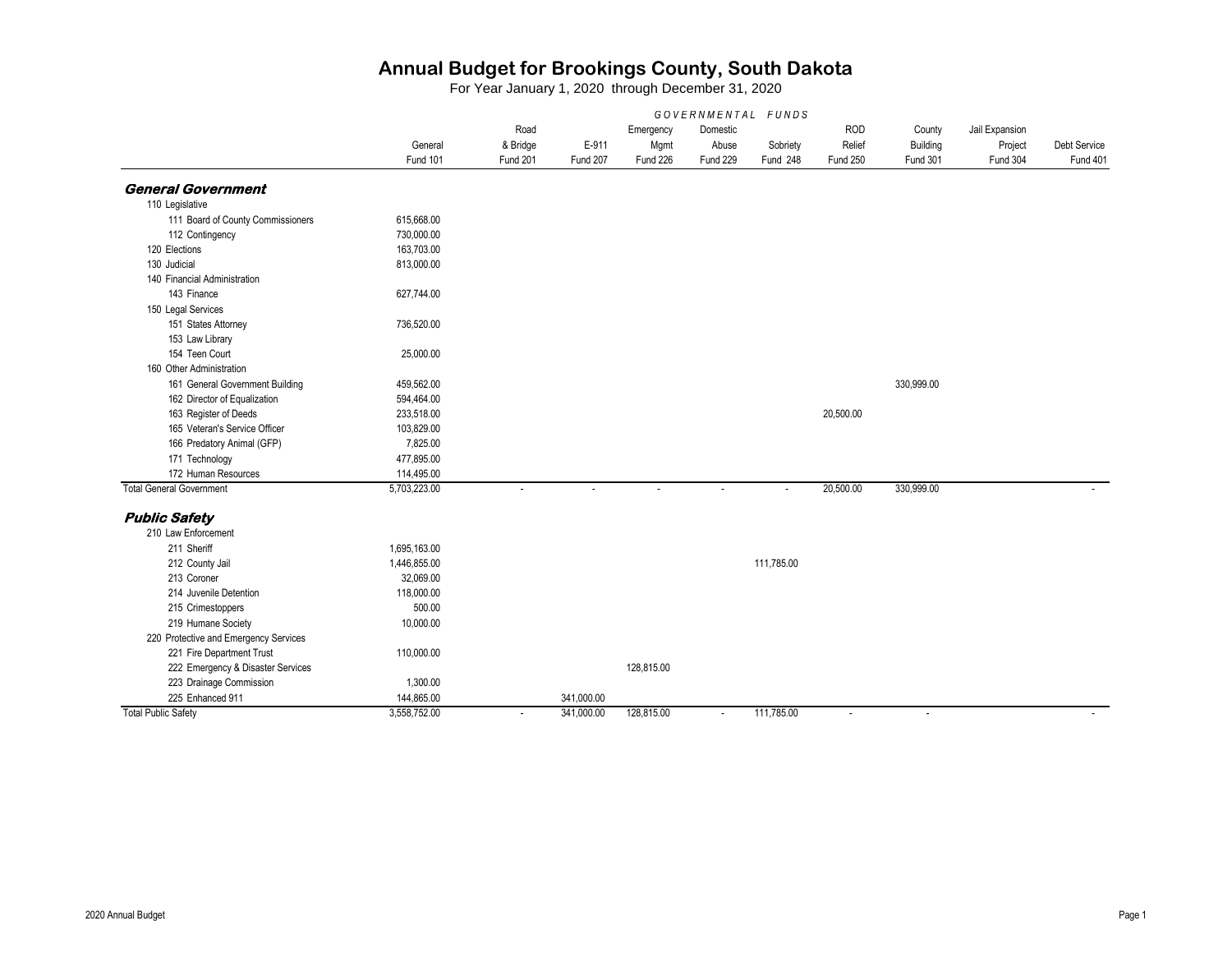# Annual Budget for Brookings County, South Dakota

For Year January 1, 2020 through December 31, 2020

| | GOVERNMENTAL FUNDS | | | | | | | | | |
|---|---|---|---|---|---|---|---|---|---|---|
| | General Fund 101 | Road & Bridge Fund 201 | E-911 Fund 207 | Emergency Mgmt Fund 226 | Domestic Abuse Fund 229 | Sobriety Fund 248 | ROD Relief Fund 250 | County Building Fund 301 | Jail Expansion Project Fund 304 | Debt Service Fund 401 |
| ***General Government*** | | | | | | | | | | |
| 110 Legislative | | | | | | | | | | |
| 111 Board of County Commissioners | 615,668.00 | | | | | | | | | |
| 112 Contingency | 730,000.00 | | | | | | | | | |
| 120 Elections | 163,703.00 | | | | | | | | | |
| 130 Judicial | 813,000.00 | | | | | | | | | |
| 140 Financial Administration | | | | | | | | | | |
| 143 Finance | 627,744.00 | | | | | | | | | |
| 150 Legal Services | | | | | | | | | | |
| 151 States Attorney | 736,520.00 | | | | | | | | | |
| 153 Law Library | | | | | | | | | | |
| 154 Teen Court | 25,000.00 | | | | | | | | | |
| 160 Other Administration | | | | | | | | | | |
| 161 General Government Building | 459,562.00 | | | | | | | 330,999.00 | | |
| 162 Director of Equalization | 594,464.00 | | | | | | | | | |
| 163 Register of Deeds | 233,518.00 | | | | | | 20,500.00 | | | |
| 165 Veteran's Service Officer | 103,829.00 | | | | | | | | | |
| 166 Predatory Animal (GFP) | 7,825.00 | | | | | | | | | |
| 171 Technology | 477,895.00 | | | | | | | | | |
| 172 Human Resources | 114,495.00 | | | | | | | | | |
| Total General Government | 5,703,223.00 | - | - | - | - | - | 20,500.00 | 330,999.00 | | - |
| ***Public Safety*** | | | | | | | | | | |
| 210 Law Enforcement | | | | | | | | | | |
| 211 Sheriff | 1,695,163.00 | | | | | | | | | |
| 212 County Jail | 1,446,855.00 | | | | | 111,785.00 | | | | |
| 213 Coroner | 32,069.00 | | | | | | | | | |
| 214 Juvenile Detention | 118,000.00 | | | | | | | | | |
| 215 Crimestoppers | 500.00 | | | | | | | | | |
| 219 Humane Society | 10,000.00 | | | | | | | | | |
| 220 Protective and Emergency Services | | | | | | | | | | |
| 221 Fire Department Trust | 110,000.00 | | | | | | | | | |
| 222 Emergency & Disaster Services | | | | 128,815.00 | | | | | | |
| 223 Drainage Commission | 1,300.00 | | | | | | | | | |
| 225 Enhanced 911 | 144,865.00 | | 341,000.00 | | | | | | | |
| Total Public Safety | 3,558,752.00 | - | 341,000.00 | 128,815.00 | - | 111,785.00 | - | - | | - |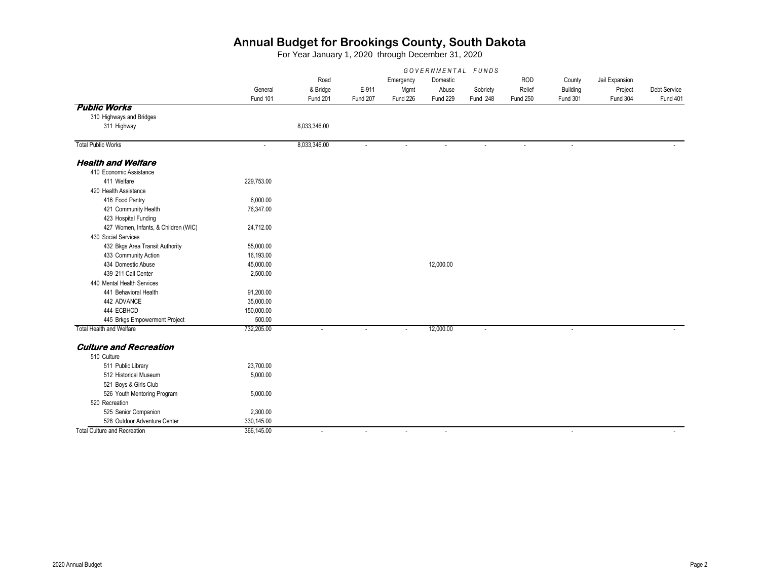# Annual Budget for Brookings County, South Dakota

For Year January 1, 2020 through December 31, 2020

| | GOVERNMENTAL FUNDS | | | | | | | | | |
|---|---|---|---|---|---|---|---|---|---|---|
| | General Fund 101 | Road & Bridge Fund 201 | E-911 Fund 207 | Emergency Mgmt Fund 226 | Domestic Abuse Fund 229 | Sobriety Fund 248 | ROD Relief Fund 250 | County Building Fund 301 | Jail Expansion Project Fund 304 | Debt Service Fund 401 |
| ***Public Works*** | | | | | | | | | | |
| 310 Highways and Bridges | | | | | | | | | | |
| 311 Highway | | 8,033,346.00 | | | | | | | | |
| Total Public Works | - | 8,033,346.00 | - | - | - | - | - | - | | - |
| ***Health and Welfare*** | | | | | | | | | | |
| 410 Economic Assistance | | | | | | | | | | |
| 411 Welfare | 229,753.00 | | | | | | | | | |
| 420 Health Assistance | | | | | | | | | | |
| 416 Food Pantry | 6,000.00 | | | | | | | | | |
| 421 Community Health | 76,347.00 | | | | | | | | | |
| 423 Hospital Funding | | | | | | | | | | |
| 427 Women, Infants, & Children (WIC) | 24,712.00 | | | | | | | | | |
| 430 Social Services | | | | | | | | | | |
| 432 Bkgs Area Transit Authority | 55,000.00 | | | | | | | | | |
| 433 Community Action | 16,193.00 | | | | | | | | | |
| 434 Domestic Abuse | 45,000.00 | | | | 12,000.00 | | | | | |
| 439 211 Call Center | 2,500.00 | | | | | | | | | |
| 440 Mental Health Services | | | | | | | | | | |
| 441 Behavioral Health | 91,200.00 | | | | | | | | | |
| 442 ADVANCE | 35,000.00 | | | | | | | | | |
| 444 ECBHCD | 150,000.00 | | | | | | | | | |
| 445 Brkgs Empowerment Project | 500.00 | | | | | | | | | |
| Total Health and Welfare | 732,205.00 | - | - | - | 12,000.00 | - | | - | | - |
| ***Culture and Recreation*** | | | | | | | | | | |
| 510 Culture | | | | | | | | | | |
| 511 Public Library | 23,700.00 | | | | | | | | | |
| 512 Historical Museum | 5,000.00 | | | | | | | | | |
| 521 Boys & Girls Club | | | | | | | | | | |
| 526 Youth Mentoring Program | 5,000.00 | | | | | | | | | |
| 520 Recreation | | | | | | | | | | |
| 525 Senior Companion | 2,300.00 | | | | | | | | | |
| 528 Outdoor Adventure Center | 330,145.00 | | | | | | | | | |
| Total Culture and Recreation | 366,145.00 | - | - | - | - | | | - | | - |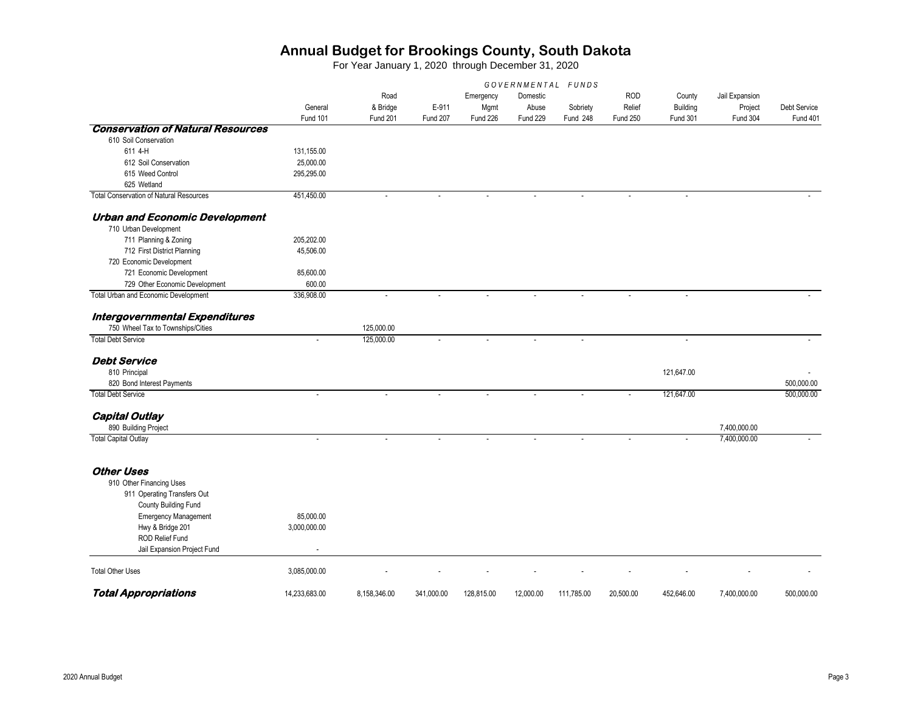# Annual Budget for Brookings County, South Dakota

For Year January 1, 2020 through December 31, 2020

| | GOVERNMENTAL FUNDS | | | | | | | | | |
|---|---|---|---|---|---|---|---|---|---|---|
| | General Fund 101 | Road & Bridge Fund 201 | E-911 Fund 207 | Emergency Mgmt Fund 226 | Domestic Abuse Fund 229 | Sobriety Fund 248 | ROD Relief Fund 250 | County Building Fund 301 | Jail Expansion Project Fund 304 | Debt Service Fund 401 |
| ***Conservation of Natural Resources*** | | | | | | | | | | |
| 610 Soil Conservation | | | | | | | | | | |
| 611 4-H | 131,155.00 | | | | | | | | | |
| 612 Soil Conservation | 25,000.00 | | | | | | | | | |
| 615 Weed Control | 295,295.00 | | | | | | | | | |
| 625 Wetland | | | | | | | | | | |
| Total Conservation of Natural Resources | 451,450.00 | - | - | - | - | - | - | - | | - |
| ***Urban and Economic Development*** | | | | | | | | | | |
| 710 Urban Development | | | | | | | | | | |
| 711 Planning & Zoning | 205,202.00 | | | | | | | | | |
| 712 First District Planning | 45,506.00 | | | | | | | | | |
| 720 Economic Development | | | | | | | | | | |
| 721 Economic Development | 85,600.00 | | | | | | | | | |
| 729 Other Economic Development | 600.00 | | | | | | | | | |
| Total Urban and Economic Development | 336,908.00 | - | - | - | - | - | - | - | | - |
| ***Intergovernmental Expenditures*** | | | | | | | | | | |
| 750 Wheel Tax to Townships/Cities | | 125,000.00 | | | | | | | | |
| Total Debt Service | - | 125,000.00 | - | - | - | - | | - | | - |
| ***Debt Service*** | | | | | | | | | | |
| 810 Principal | | | | | | | | 121,647.00 | | - |
| 820 Bond Interest Payments | | | | | | | | | | 500,000.00 |
| Total Debt Service | - | - | - | - | - | - | - | 121,647.00 | | 500,000.00 |
| ***Capital Outlay*** | | | | | | | | | | |
| 890 Building Project | | | | | | | | | 7,400,000.00 | |
| Total Capital Outlay | - | - | - | - | - | - | - | - | 7,400,000.00 | - |
| ***Other Uses*** | | | | | | | | | | |
| 910 Other Financing Uses | | | | | | | | | | |
| 911 Operating Transfers Out | | | | | | | | | | |
| County Building Fund | | | | | | | | | | |
| Emergency Management | 85,000.00 | | | | | | | | | |
| Hwy & Bridge 201 | 3,000,000.00 | | | | | | | | | |
| ROD Relief Fund | | | | | | | | | | |
| Jail Expansion Project Fund | - | | | | | | | | | |
| Total Other Uses | 3,085,000.00 | - | - | - | - | - | - | - | - | - |
| ***Total Appropriations*** | 14,233,683.00 | 8,158,346.00 | 341,000.00 | 128,815.00 | 12,000.00 | 111,785.00 | 20,500.00 | 452,646.00 | 7,400,000.00 | 500,000.00 |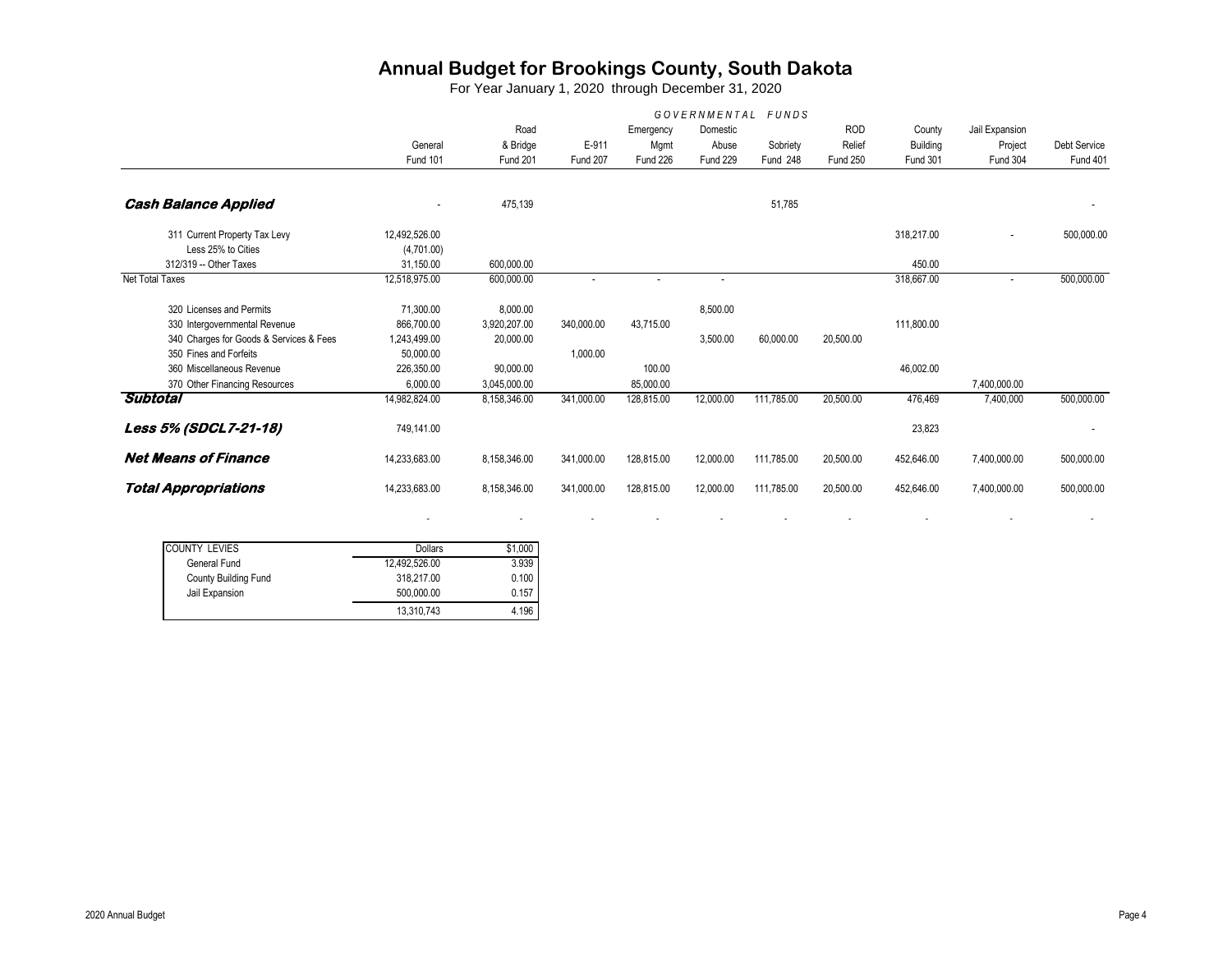# Annual Budget for Brookings County, South Dakota

For Year January 1, 2020 through December 31, 2020

| | GOVERNMENTAL FUNDS | | | | | | | | | |
|---|---|---|---|---|---|---|---|---|---|---|
| | General Fund 101 | Road & Bridge Fund 201 | E-911 Fund 207 | Emergency Mgmt Fund 226 | Domestic Abuse Fund 229 | Sobriety Fund 248 | ROD Relief Fund 250 | County Building Fund 301 | Jail Expansion Project Fund 304 | Debt Service Fund 401 |
| ***Cash Balance Applied*** | - | 475,139 | | | | 51,785 | | | | - |
| 311 Current Property Tax Levy | 12,492,526.00 | | | | | | | 318,217.00 | - | 500,000.00 |
| Less 25% to Cities | (4,701.00) | | | | | | | | | |
| 312/319 -- Other Taxes | 31,150.00 | 600,000.00 | | | | | | 450.00 | | |
| Net Total Taxes | 12,518,975.00 | 600,000.00 | - | - | - | | | 318,667.00 | - | 500,000.00 |
| 320 Licenses and Permits | 71,300.00 | 8,000.00 | | | 8,500.00 | | | | | |
| 330 Intergovernmental Revenue | 866,700.00 | 3,920,207.00 | 340,000.00 | 43,715.00 | | | | 111,800.00 | | |
| 340 Charges for Goods & Services & Fees | 1,243,499.00 | 20,000.00 | | | 3,500.00 | 60,000.00 | 20,500.00 | | | |
| 350 Fines and Forfeits | 50,000.00 | | 1,000.00 | | | | | | | |
| 360 Miscellaneous Revenue | 226,350.00 | 90,000.00 | | 100.00 | | | | 46,002.00 | | |
| 370 Other Financing Resources | 6,000.00 | 3,045,000.00 | | 85,000.00 | | | | | 7,400,000.00 | |
| ***Subtotal*** | 14,982,824.00 | 8,158,346.00 | 341,000.00 | 128,815.00 | 12,000.00 | 111,785.00 | 20,500.00 | 476,469 | 7,400,000 | 500,000.00 |
| ***Less 5% (SDCL7-21-18)*** | 749,141.00 | | | | | | | 23,823 | | - |
| ***Net Means of Finance*** | 14,233,683.00 | 8,158,346.00 | 341,000.00 | 128,815.00 | 12,000.00 | 111,785.00 | 20,500.00 | 452,646.00 | 7,400,000.00 | 500,000.00 |
| ***Total Appropriations*** | 14,233,683.00 | 8,158,346.00 | 341,000.00 | 128,815.00 | 12,000.00 | 111,785.00 | 20,500.00 | 452,646.00 | 7,400,000.00 | 500,000.00 |
| | - | - | - | - | - | - | - | - | - | - |

| COUNTY LEVIES | Dollars | $1,000 |
|---|---|---|
| General Fund | 12,492,526.00 | 3.939 |
| County Building Fund | 318,217.00 | 0.100 |
| Jail Expansion | 500,000.00 | 0.157 |
| | 13,310,743 | 4.196 |